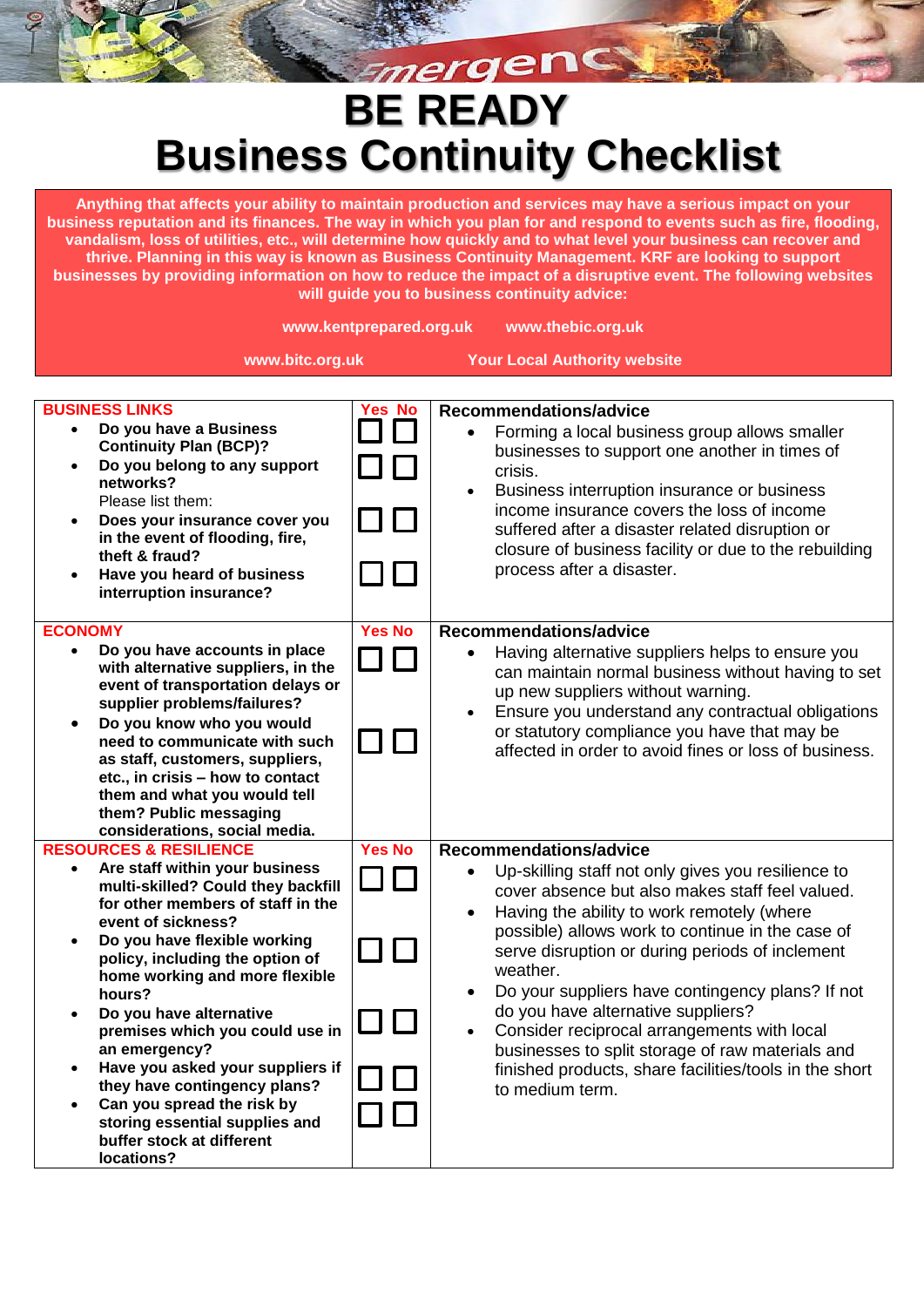# BE READY
# Business Continuity Checklist

**Anything that affects your ability to maintain production and services may have a serious impact on your business reputation and its finances. The way in which you plan for and respond to events such as fire, flooding, vandalism, loss of utilities, etc., will determine how quickly and to what level your business can recover and thrive. Planning in this way is known as Business Continuity Management. KRF are looking to support businesses by providing information on how to reduce the impact of a disruptive event. The following websites will guide you to business continuity advice:**

**www.kentprepared.org.uk** **www.thebic.org.uk**

**www.bitc.org.uk** **Your Local Authority website**

| BUSINESS LINKS | Yes No | Recommendations/advice |
|---|---|---|
| • **Do you have a Business Continuity Plan (BCP)?**<br>• **Do you belong to any support networks?**<br>Please list them:<br>• **Does your insurance cover you in the event of flooding, fire, theft & fraud?**<br>• **Have you heard of business interruption insurance?** | ☐ ☐<br>☐ ☐<br>☐ ☐<br>☐ ☐ | • Forming a local business group allows smaller businesses to support one another in times of crisis.<br>• Business interruption insurance or business income insurance covers the loss of income suffered after a disaster related disruption or closure of business facility or due to the rebuilding process after a disaster. |
| **ECONOMY** | **Yes No** | **Recommendations/advice** |
| • **Do you have accounts in place with alternative suppliers, in the event of transportation delays or supplier problems/failures?**<br>• **Do you know who you would need to communicate with such as staff, customers, suppliers, etc., in crisis – how to contact them and what you would tell them? Public messaging considerations, social media.** | ☐ ☐<br>☐ ☐ | • Having alternative suppliers helps to ensure you can maintain normal business without having to set up new suppliers without warning.<br>• Ensure you understand any contractual obligations or statutory compliance you have that may be affected in order to avoid fines or loss of business. |
| **RESOURCES & RESILIENCE** | **Yes No** | **Recommendations/advice** |
| • **Are staff within your business multi-skilled? Could they backfill for other members of staff in the event of sickness?**<br>• **Do you have flexible working policy, including the option of home working and more flexible hours?**<br>• **Do you have alternative premises which you could use in an emergency?**<br>• **Have you asked your suppliers if they have contingency plans?**<br>• **Can you spread the risk by storing essential supplies and buffer stock at different locations?** | ☐ ☐<br>☐ ☐<br>☐ ☐<br>☐ ☐<br>☐ ☐ | • Up-skilling staff not only gives you resilience to cover absence but also makes staff feel valued.<br>• Having the ability to work remotely (where possible) allows work to continue in the case of serve disruption or during periods of inclement weather.<br>• Do your suppliers have contingency plans? If not do you have alternative suppliers?<br>• Consider reciprocal arrangements with local businesses to split storage of raw materials and finished products, share facilities/tools in the short to medium term. |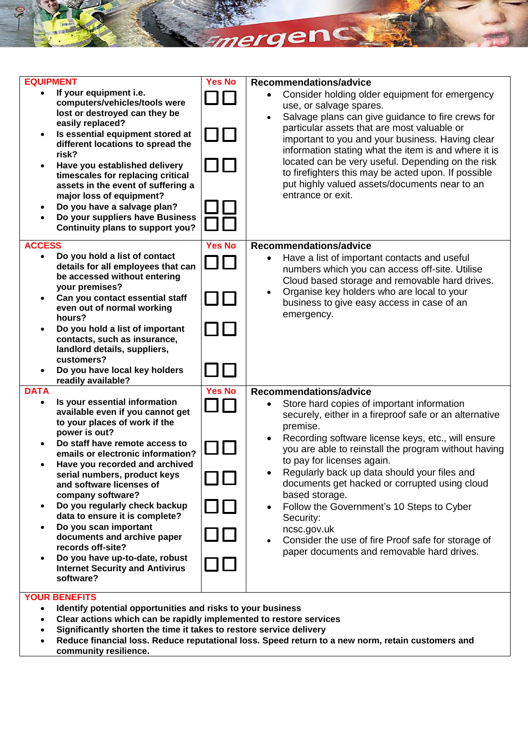| | | |
|---|---|---|
| **EQUIPMENT**<br>• If your equipment i.e. computers/vehicles/tools were lost or destroyed can they be easily replaced?<br>• Is essential equipment stored at different locations to spread the risk?<br>• Have you established delivery timescales for replacing critical assets in the event of suffering a major loss of equipment?<br>• Do you have a salvage plan?<br>• Do your suppliers have Business Continuity plans to support you? | **Yes No**<br>☐ ☐<br>☐ ☐<br>☐ ☐<br>☐ ☐<br>☐ ☐ | **Recommendations/advice**<br>• Consider holding older equipment for emergency use, or salvage spares.<br>• Salvage plans can give guidance to fire crews for particular assets that are most valuable or important to you and your business. Having clear information stating what the item is and where it is located can be very useful. Depending on the risk to firefighters this may be acted upon. If possible put highly valued assets/documents near to an entrance or exit. |
| **ACCESS**<br>• Do you hold a list of contact details for all employees that can be accessed without entering your premises?<br>• Can you contact essential staff even out of normal working hours?<br>• Do you hold a list of important contacts, such as insurance, landlord details, suppliers, customers?<br>• Do you have local key holders readily available? | **Yes No**<br>☐ ☐<br>☐ ☐<br>☐ ☐<br>☐ ☐ | **Recommendations/advice**<br>• Have a list of important contacts and useful numbers which you can access off-site. Utilise Cloud based storage and removable hard drives.<br>• Organise key holders who are local to your business to give easy access in case of an emergency. |
| **DATA**<br>• Is your essential information available even if you cannot get to your places of work if the power is out?<br>• Do staff have remote access to emails or electronic information?<br>• Have you recorded and archived serial numbers, product keys and software licenses of company software?<br>• Do you regularly check backup data to ensure it is complete?<br>• Do you scan important documents and archive paper records off-site?<br>• Do you have up-to-date, robust Internet Security and Antivirus software? | **Yes No**<br>☐ ☐<br>☐ ☐<br>☐ ☐<br>☐ ☐<br>☐ ☐<br>☐ ☐ | **Recommendations/advice**<br>• Store hard copies of important information securely, either in a fireproof safe or an alternative premise.<br>• Recording software license keys, etc., will ensure you are able to reinstall the program without having to pay for licenses again.<br>• Regularly back up data should your files and documents get hacked or corrupted using cloud based storage.<br>• Follow the Government's 10 Steps to Cyber Security:<br>ncsc.gov.uk<br>• Consider the use of fire Proof safe for storage of paper documents and removable hard drives. |

**YOUR BENEFITS**

- **Identify potential opportunities and risks to your business**
- **Clear actions which can be rapidly implemented to restore services**
- **Significantly shorten the time it takes to restore service delivery**
- **Reduce financial loss. Reduce reputational loss. Speed return to a new norm, retain customers and community resilience.**